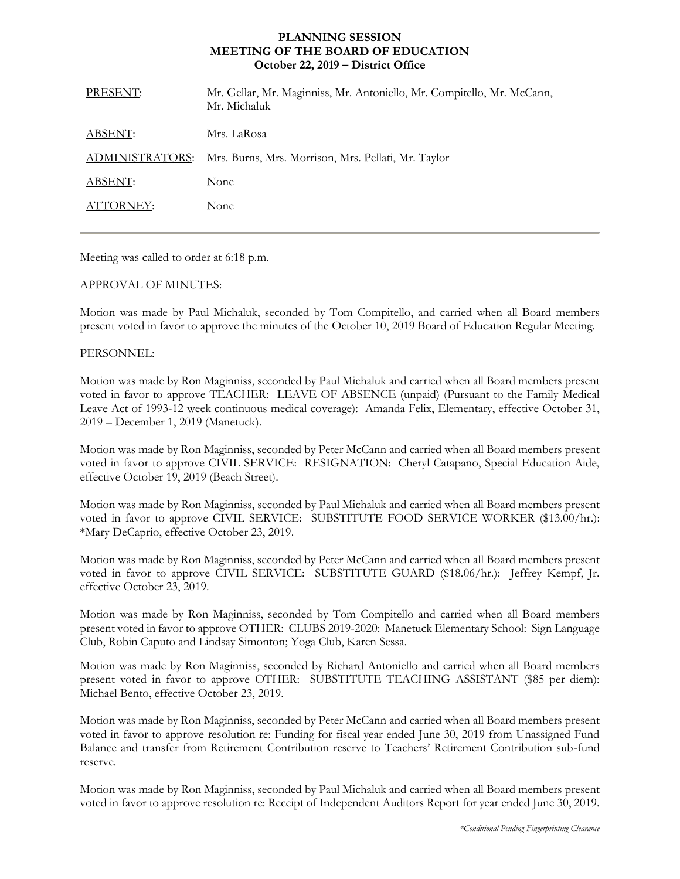# PLANNING SESSION
# MEETING OF THE BOARD OF EDUCATION
## October 22, 2019 – District Office

| | |
|---|---|
| PRESENT: | Mr. Gellar, Mr. Maginniss, Mr. Antoniello, Mr. Compitello, Mr. McCann, Mr. Michaluk |
| ABSENT: | Mrs. LaRosa |
| ADMINISTRATORS: | Mrs. Burns, Mrs. Morrison, Mrs. Pellati, Mr. Taylor |
| ABSENT: | None |
| ATTORNEY: | None |

---

Meeting was called to order at 6:18 p.m.

APPROVAL OF MINUTES:

Motion was made by Paul Michaluk, seconded by Tom Compitello, and carried when all Board members present voted in favor to approve the minutes of the October 10, 2019 Board of Education Regular Meeting.

PERSONNEL:

Motion was made by Ron Maginniss, seconded by Paul Michaluk and carried when all Board members present voted in favor to approve TEACHER: LEAVE OF ABSENCE (unpaid) (Pursuant to the Family Medical Leave Act of 1993-12 week continuous medical coverage): Amanda Felix, Elementary, effective October 31, 2019 – December 1, 2019 (Manetuck).

Motion was made by Ron Maginniss, seconded by Peter McCann and carried when all Board members present voted in favor to approve CIVIL SERVICE: RESIGNATION: Cheryl Catapano, Special Education Aide, effective October 19, 2019 (Beach Street).

Motion was made by Ron Maginniss, seconded by Paul Michaluk and carried when all Board members present voted in favor to approve CIVIL SERVICE: SUBSTITUTE FOOD SERVICE WORKER ($13.00/hr.): *Mary DeCaprio, effective October 23, 2019.

Motion was made by Ron Maginniss, seconded by Peter McCann and carried when all Board members present voted in favor to approve CIVIL SERVICE: SUBSTITUTE GUARD ($18.06/hr.): Jeffrey Kempf, Jr. effective October 23, 2019.

Motion was made by Ron Maginniss, seconded by Tom Compitello and carried when all Board members present voted in favor to approve OTHER: CLUBS 2019-2020: Manetuck Elementary School: Sign Language Club, Robin Caputo and Lindsay Simonton; Yoga Club, Karen Sessa.

Motion was made by Ron Maginniss, seconded by Richard Antoniello and carried when all Board members present voted in favor to approve OTHER: SUBSTITUTE TEACHING ASSISTANT ($85 per diem): Michael Bento, effective October 23, 2019.

Motion was made by Ron Maginniss, seconded by Peter McCann and carried when all Board members present voted in favor to approve resolution re: Funding for fiscal year ended June 30, 2019 from Unassigned Fund Balance and transfer from Retirement Contribution reserve to Teachers' Retirement Contribution sub-fund reserve.

Motion was made by Ron Maginniss, seconded by Paul Michaluk and carried when all Board members present voted in favor to approve resolution re: Receipt of Independent Auditors Report for year ended June 30, 2019.

*Conditional Pending Fingerprinting Clearance*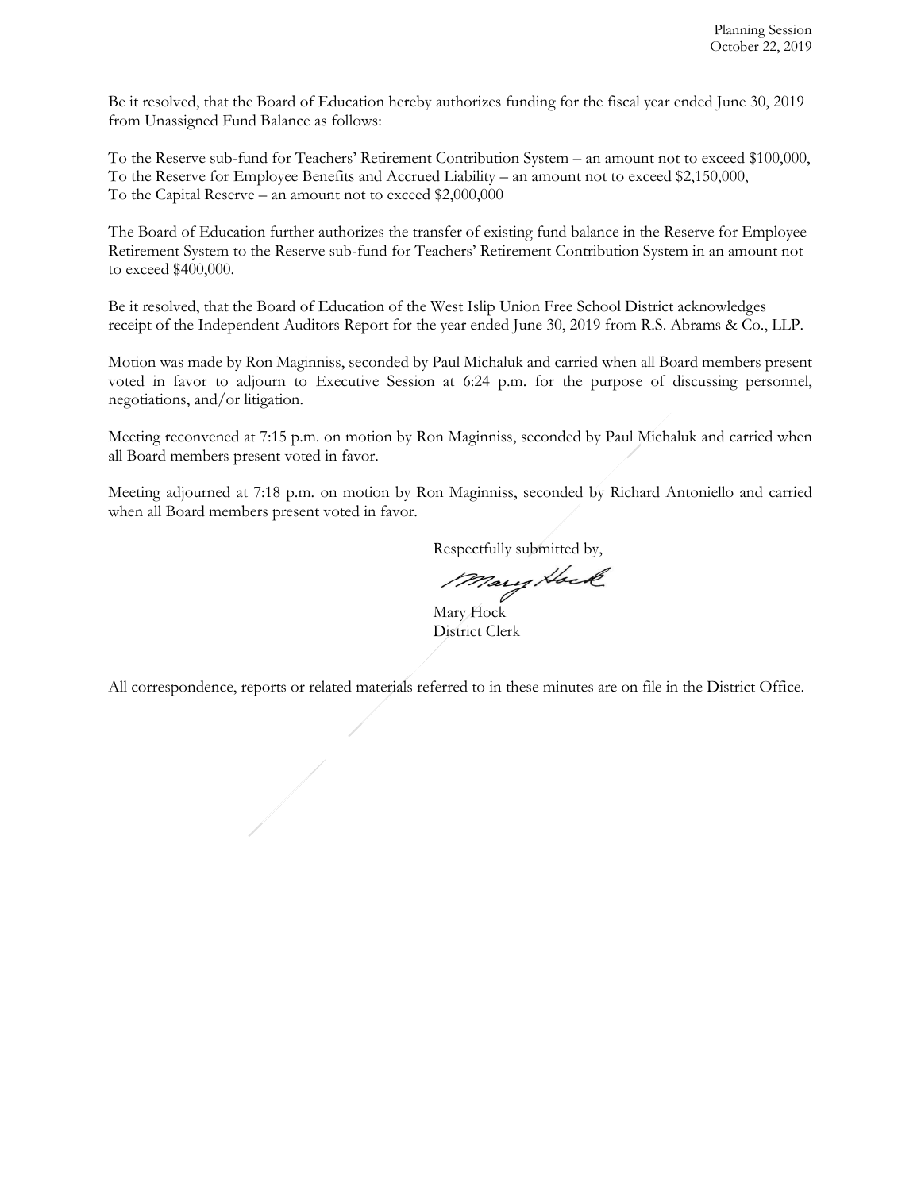Be it resolved, that the Board of Education hereby authorizes funding for the fiscal year ended June 30, 2019 from Unassigned Fund Balance as follows:

To the Reserve sub-fund for Teachers' Retirement Contribution System – an amount not to exceed $100,000,
To the Reserve for Employee Benefits and Accrued Liability – an amount not to exceed $2,150,000,
To the Capital Reserve – an amount not to exceed $2,000,000

The Board of Education further authorizes the transfer of existing fund balance in the Reserve for Employee Retirement System to the Reserve sub-fund for Teachers' Retirement Contribution System in an amount not to exceed $400,000.

Be it resolved, that the Board of Education of the West Islip Union Free School District acknowledges receipt of the Independent Auditors Report for the year ended June 30, 2019 from R.S. Abrams & Co., LLP.

Motion was made by Ron Maginniss, seconded by Paul Michaluk and carried when all Board members present voted in favor to adjourn to Executive Session at 6:24 p.m. for the purpose of discussing personnel, negotiations, and/or litigation.

Meeting reconvened at 7:15 p.m. on motion by Ron Maginniss, seconded by Paul Michaluk and carried when all Board members present voted in favor.

Meeting adjourned at 7:18 p.m. on motion by Ron Maginniss, seconded by Richard Antoniello and carried when all Board members present voted in favor.

Respectfully submitted by,

Mary Hock

Mary Hock
District Clerk

All correspondence, reports or related materials referred to in these minutes are on file in the District Office.